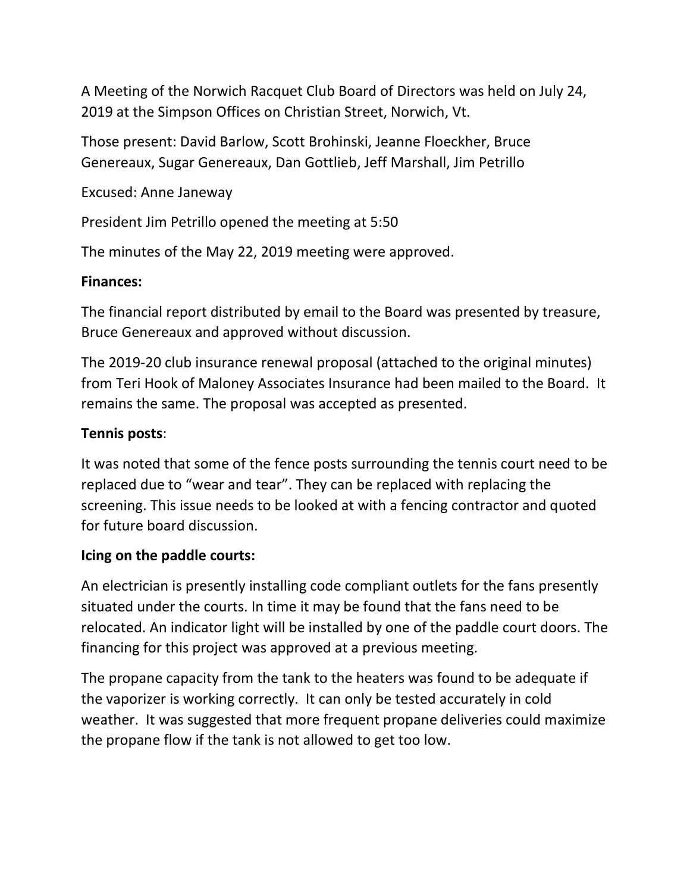A Meeting of the Norwich Racquet Club Board of Directors was held on July 24, 2019 at the Simpson Offices on Christian Street, Norwich, Vt.

Those present: David Barlow, Scott Brohinski, Jeanne Floeckher, Bruce Genereaux, Sugar Genereaux, Dan Gottlieb, Jeff Marshall, Jim Petrillo

Excused: Anne Janeway

President Jim Petrillo opened the meeting at 5:50

The minutes of the May 22, 2019 meeting were approved.

**Finances:**

The financial report distributed by email to the Board was presented by treasure, Bruce Genereaux and approved without discussion.

The 2019-20 club insurance renewal proposal (attached to the original minutes) from Teri Hook of Maloney Associates Insurance had been mailed to the Board. It remains the same. The proposal was accepted as presented.

**Tennis posts**:

It was noted that some of the fence posts surrounding the tennis court need to be replaced due to "wear and tear". They can be replaced with replacing the screening. This issue needs to be looked at with a fencing contractor and quoted for future board discussion.

**Icing on the paddle courts:**

An electrician is presently installing code compliant outlets for the fans presently situated under the courts. In time it may be found that the fans need to be relocated. An indicator light will be installed by one of the paddle court doors. The financing for this project was approved at a previous meeting.

The propane capacity from the tank to the heaters was found to be adequate if the vaporizer is working correctly. It can only be tested accurately in cold weather. It was suggested that more frequent propane deliveries could maximize the propane flow if the tank is not allowed to get too low.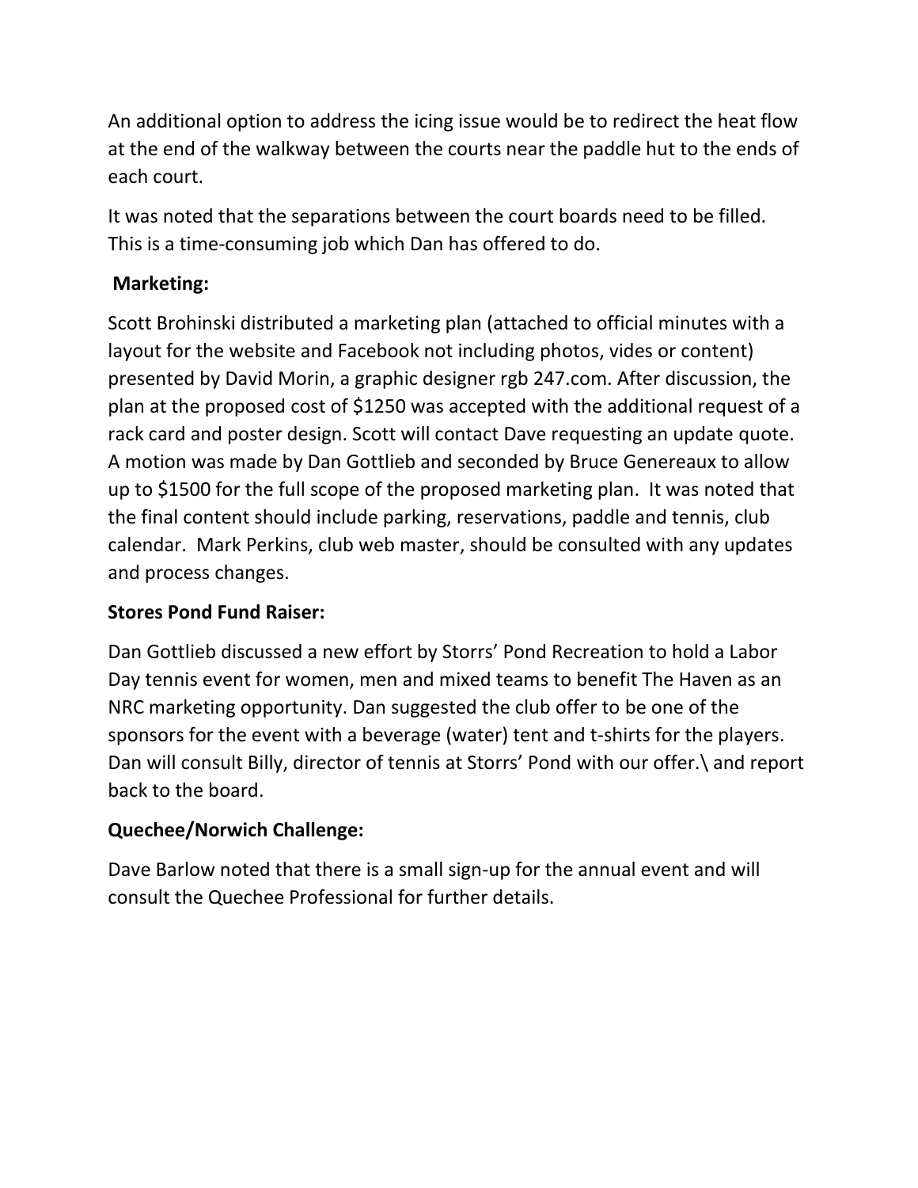An additional option to address the icing issue would be to redirect the heat flow at the end of the walkway between the courts near the paddle hut to the ends of each court.

It was noted that the separations between the court boards need to be filled. This is a time-consuming job which Dan has offered to do.

**Marketing:**

Scott Brohinski distributed a marketing plan (attached to official minutes with a layout for the website and Facebook not including photos, vides or content) presented by David Morin, a graphic designer rgb 247.com. After discussion, the plan at the proposed cost of $1250 was accepted with the additional request of a rack card and poster design. Scott will contact Dave requesting an update quote. A motion was made by Dan Gottlieb and seconded by Bruce Genereaux to allow up to $1500 for the full scope of the proposed marketing plan. It was noted that the final content should include parking, reservations, paddle and tennis, club calendar. Mark Perkins, club web master, should be consulted with any updates and process changes.

**Stores Pond Fund Raiser:**

Dan Gottlieb discussed a new effort by Storrs' Pond Recreation to hold a Labor Day tennis event for women, men and mixed teams to benefit The Haven as an NRC marketing opportunity. Dan suggested the club offer to be one of the sponsors for the event with a beverage (water) tent and t-shirts for the players. Dan will consult Billy, director of tennis at Storrs' Pond with our offer.\ and report back to the board.

**Quechee/Norwich Challenge:**

Dave Barlow noted that there is a small sign-up for the annual event and will consult the Quechee Professional for further details.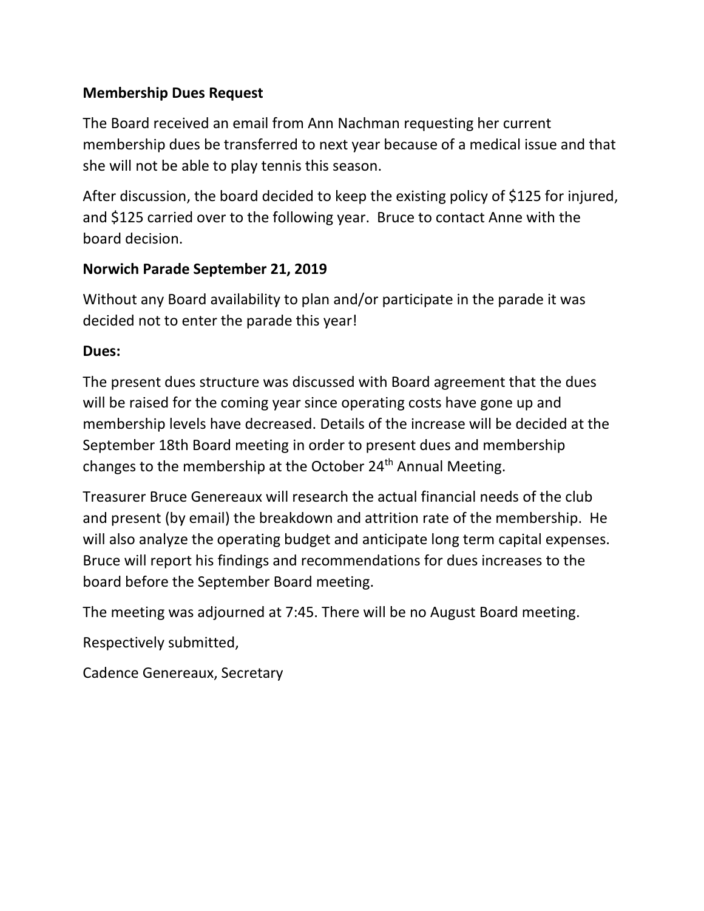**Membership Dues Request**

The Board received an email from Ann Nachman requesting her current membership dues be transferred to next year because of a medical issue and that she will not be able to play tennis this season.

After discussion, the board decided to keep the existing policy of $125 for injured, and $125 carried over to the following year.  Bruce to contact Anne with the board decision.

**Norwich Parade September 21, 2019**

Without any Board availability to plan and/or participate in the parade it was decided not to enter the parade this year!

**Dues:**

The present dues structure was discussed with Board agreement that the dues will be raised for the coming year since operating costs have gone up and membership levels have decreased. Details of the increase will be decided at the September 18th Board meeting in order to present dues and membership changes to the membership at the October 24th Annual Meeting.

Treasurer Bruce Genereaux will research the actual financial needs of the club and present (by email) the breakdown and attrition rate of the membership.  He will also analyze the operating budget and anticipate long term capital expenses. Bruce will report his findings and recommendations for dues increases to the board before the September Board meeting.

The meeting was adjourned at 7:45. There will be no August Board meeting.

Respectively submitted,

Cadence Genereaux, Secretary